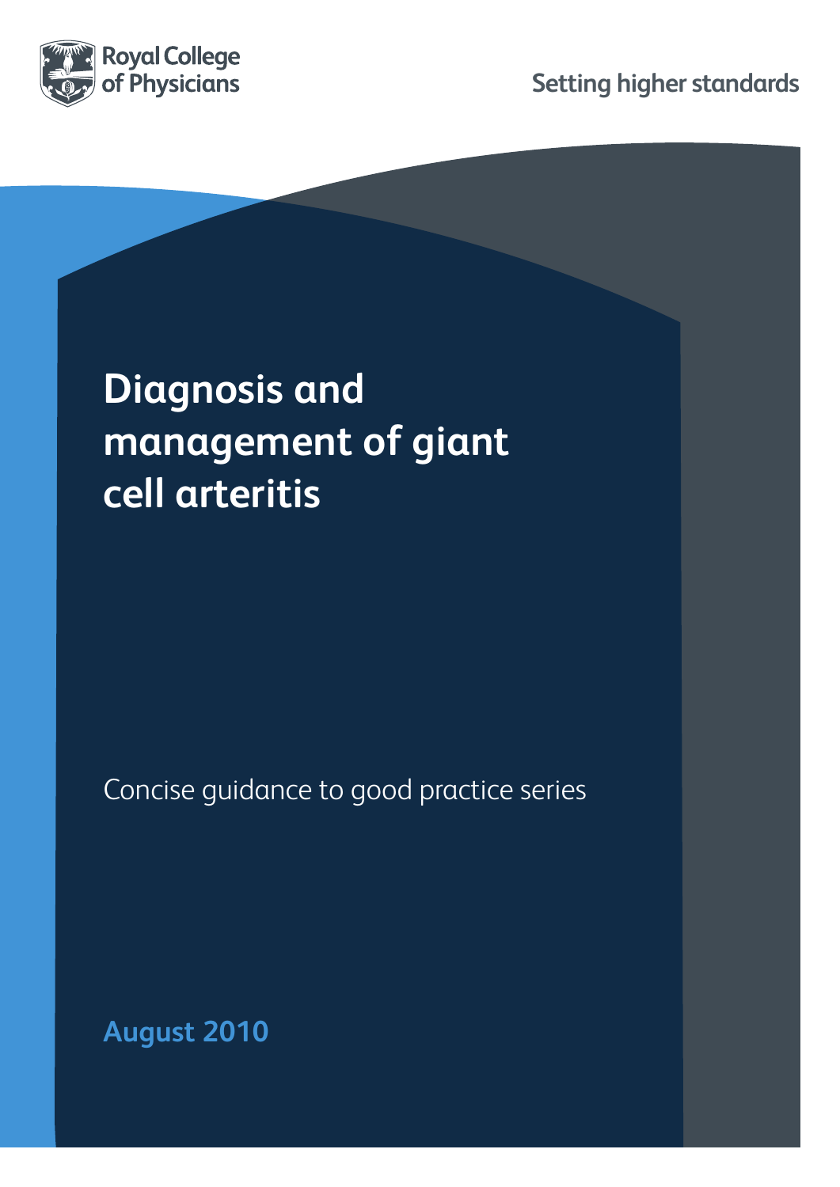Royal College of Physicians

Setting higher standards

# Diagnosis and management of giant cell arteritis

Concise guidance to good practice series

**August 2010**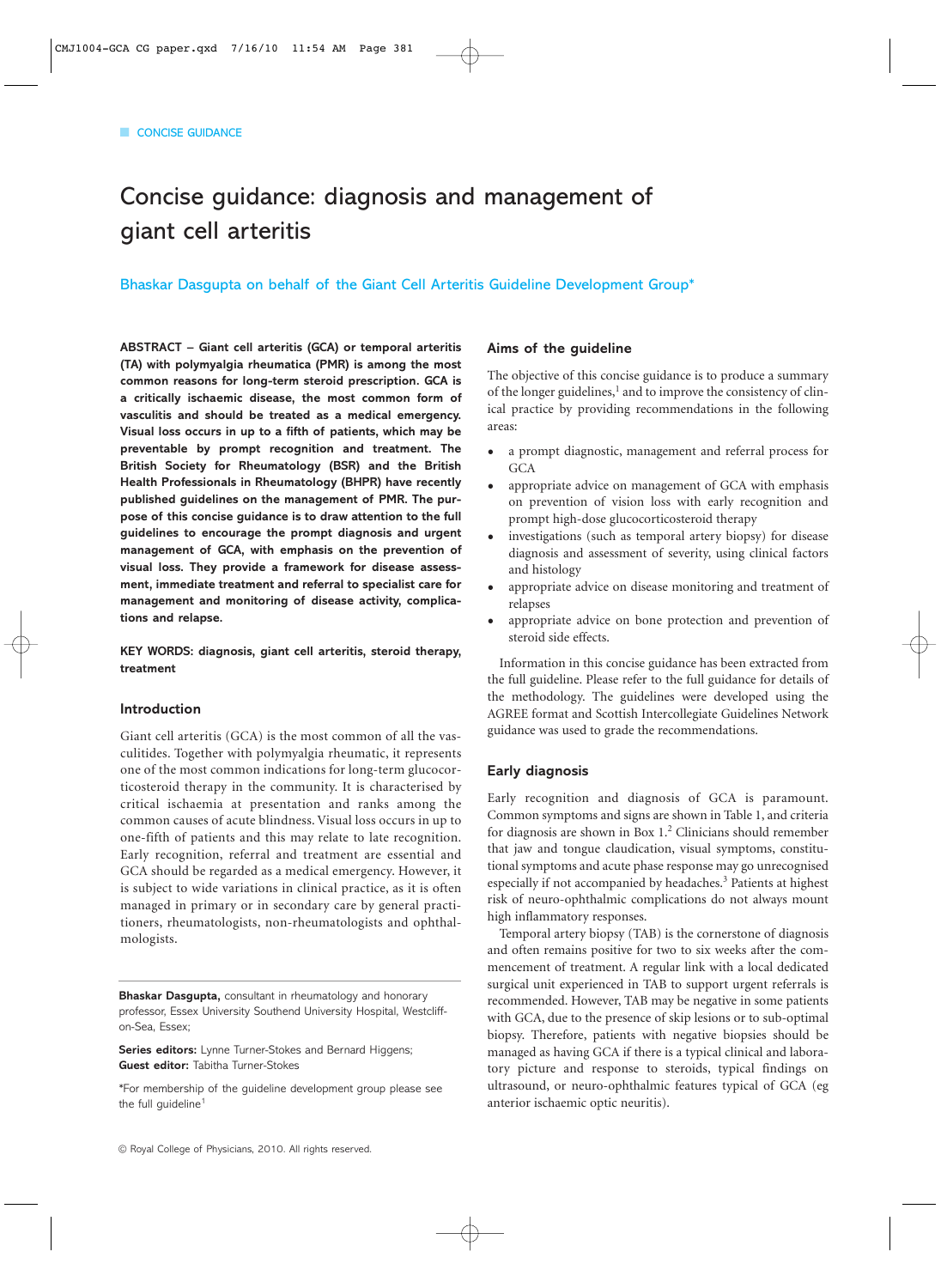CONCISE GUIDANCE

# Concise guidance: diagnosis and management of giant cell arteritis

Bhaskar Dasgupta on behalf of the Giant Cell Arteritis Guideline Development Group*

**ABSTRACT – Giant cell arteritis (GCA) or temporal arteritis (TA) with polymyalgia rheumatica (PMR) is among the most common reasons for long-term steroid prescription. GCA is a critically ischaemic disease, the most common form of vasculitis and should be treated as a medical emergency. Visual loss occurs in up to a fifth of patients, which may be preventable by prompt recognition and treatment. The British Society for Rheumatology (BSR) and the British Health Professionals in Rheumatology (BHPR) have recently published guidelines on the management of PMR. The purpose of this concise guidance is to draw attention to the full guidelines to encourage the prompt diagnosis and urgent management of GCA, with emphasis on the prevention of visual loss. They provide a framework for disease assessment, immediate treatment and referral to specialist care for management and monitoring of disease activity, complications and relapse.**

**KEY WORDS: diagnosis, giant cell arteritis, steroid therapy, treatment**

## Introduction

Giant cell arteritis (GCA) is the most common of all the vasculitides. Together with polymyalgia rheumatic, it represents one of the most common indications for long-term glucocorticosteroid therapy in the community. It is characterised by critical ischaemia at presentation and ranks among the common causes of acute blindness. Visual loss occurs in up to one-fifth of patients and this may relate to late recognition. Early recognition, referral and treatment are essential and GCA should be regarded as a medical emergency. However, it is subject to wide variations in clinical practice, as it is often managed in primary or in secondary care by general practitioners, rheumatologists, non-rheumatologists and ophthalmologists.

**Bhaskar Dasgupta,** consultant in rheumatology and honorary professor, Essex University Southend University Hospital, Westcliff-on-Sea, Essex;

**Series editors:** Lynne Turner-Stokes and Bernard Higgens; **Guest editor:** Tabitha Turner-Stokes

*For membership of the guideline development group please see the full guideline[1]

## Aims of the guideline

The objective of this concise guidance is to produce a summary of the longer guidelines,[1] and to improve the consistency of clinical practice by providing recommendations in the following areas:

- a prompt diagnostic, management and referral process for GCA
- appropriate advice on management of GCA with emphasis on prevention of vision loss with early recognition and prompt high-dose glucocorticosteroid therapy
- investigations (such as temporal artery biopsy) for disease diagnosis and assessment of severity, using clinical factors and histology
- appropriate advice on disease monitoring and treatment of relapses
- appropriate advice on bone protection and prevention of steroid side effects.

Information in this concise guidance has been extracted from the full guideline. Please refer to the full guidance for details of the methodology. The guidelines were developed using the AGREE format and Scottish Intercollegiate Guidelines Network guidance was used to grade the recommendations.

## Early diagnosis

Early recognition and diagnosis of GCA is paramount. Common symptoms and signs are shown in Table 1, and criteria for diagnosis are shown in Box 1.[2] Clinicians should remember that jaw and tongue claudication, visual symptoms, constitutional symptoms and acute phase response may go unrecognised especially if not accompanied by headaches.[3] Patients at highest risk of neuro-ophthalmic complications do not always mount high inflammatory responses.

Temporal artery biopsy (TAB) is the cornerstone of diagnosis and often remains positive for two to six weeks after the commencement of treatment. A regular link with a local dedicated surgical unit experienced in TAB to support urgent referrals is recommended. However, TAB may be negative in some patients with GCA, due to the presence of skip lesions or to sub-optimal biopsy. Therefore, patients with negative biopsies should be managed as having GCA if there is a typical clinical and laboratory picture and response to steroids, typical findings on ultrasound, or neuro-ophthalmic features typical of GCA (eg anterior ischaemic optic neuritis).

© Royal College of Physicians, 2010. All rights reserved.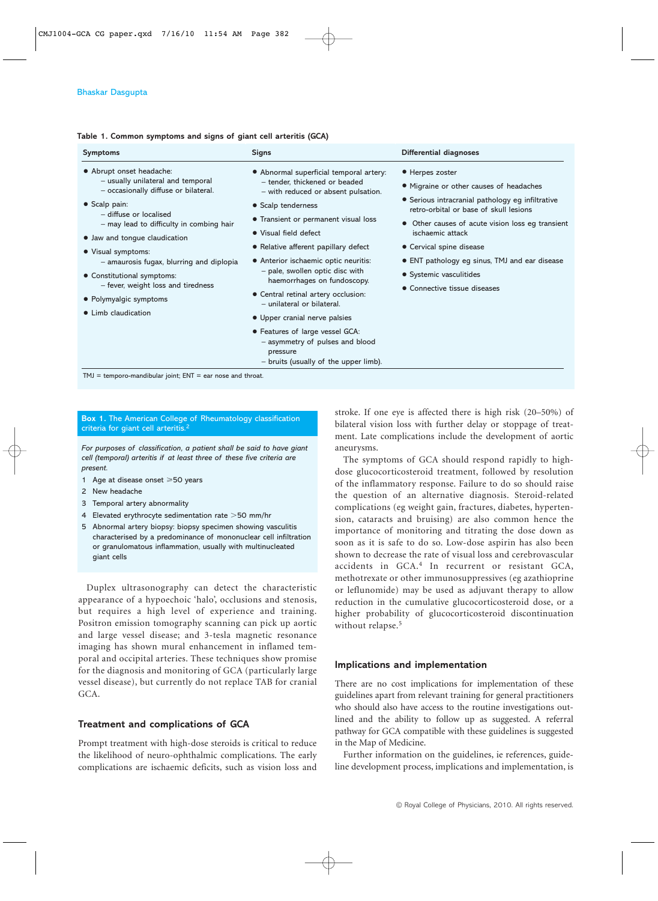**Table 1. Common symptoms and signs of giant cell arteritis (GCA)**

| Symptoms | Signs | Differential diagnoses |
|---|---|---|
| • Abrupt onset headache:<br>– usually unilateral and temporal<br>– occasionally diffuse or bilateral.<br>• Scalp pain:<br>– diffuse or localised<br>– may lead to difficulty in combing hair<br>• Jaw and tongue claudication<br>• Visual symptoms:<br>– amaurosis fugax, blurring and diplopia<br>• Constitutional symptoms:<br>– fever, weight loss and tiredness<br>• Polymyalgic symptoms<br>• Limb claudication | • Abnormal superficial temporal artery:<br>– tender, thickened or beaded<br>– with reduced or absent pulsation.<br>• Scalp tenderness<br>• Transient or permanent visual loss<br>• Visual field defect<br>• Relative afferent papillary defect<br>• Anterior ischaemic optic neuritis:<br>– pale, swollen optic disc with haemorrhages on fundoscopy.<br>• Central retinal artery occlusion:<br>– unilateral or bilateral.<br>• Upper cranial nerve palsies<br>• Features of large vessel GCA:<br>– asymmetry of pulses and blood pressure<br>– bruits (usually of the upper limb). | • Herpes zoster<br>• Migraine or other causes of headaches<br>• Serious intracranial pathology eg infiltrative retro-orbital or base of skull lesions<br>• Other causes of acute vision loss eg transient ischaemic attack<br>• Cervical spine disease<br>• ENT pathology eg sinus, TMJ and ear disease<br>• Systemic vasculitides<br>• Connective tissue diseases |

TMJ = temporo-mandibular joint; ENT = ear nose and throat.

**Box 1. The American College of Rheumatology classification criteria for giant cell arteritis.[2]**

*For purposes of classification, a patient shall be said to have giant cell (temporal) arteritis if at least three of these five criteria are present.*

1. Age at disease onset $\geq$50 years
2. New headache
3. Temporal artery abnormality
4. Elevated erythrocyte sedimentation rate $>$50 mm/hr
5. Abnormal artery biopsy: biopsy specimen showing vasculitis characterised by a predominance of mononuclear cell infiltration or granulomatous inflammation, usually with multinucleated giant cells

Duplex ultrasonography can detect the characteristic appearance of a hypoechoic 'halo', occlusions and stenosis, but requires a high level of experience and training. Positron emission tomography scanning can pick up aortic and large vessel disease; and 3-tesla magnetic resonance imaging has shown mural enhancement in inflamed temporal and occipital arteries. These techniques show promise for the diagnosis and monitoring of GCA (particularly large vessel disease), but currently do not replace TAB for cranial GCA.

## Treatment and complications of GCA

Prompt treatment with high-dose steroids is critical to reduce the likelihood of neuro-ophthalmic complications. The early complications are ischaemic deficits, such as vision loss and stroke. If one eye is affected there is high risk (20–50%) of bilateral vision loss with further delay or stoppage of treatment. Late complications include the development of aortic aneurysms.

The symptoms of GCA should respond rapidly to high-dose glucocorticosteroid treatment, followed by resolution of the inflammatory response. Failure to do so should raise the question of an alternative diagnosis. Steroid-related complications (eg weight gain, fractures, diabetes, hypertension, cataracts and bruising) are also common hence the importance of monitoring and titrating the dose down as soon as it is safe to do so. Low-dose aspirin has also been shown to decrease the rate of visual loss and cerebrovascular accidents in GCA.[4] In recurrent or resistant GCA, methotrexate or other immunosuppressives (eg azathioprine or leflunomide) may be used as adjuvant therapy to allow reduction in the cumulative glucocorticosteroid dose, or a higher probability of glucocorticosteroid discontinuation without relapse.[5]

## Implications and implementation

There are no cost implications for implementation of these guidelines apart from relevant training for general practitioners who should also have access to the routine investigations outlined and the ability to follow up as suggested. A referral pathway for GCA compatible with these guidelines is suggested in the Map of Medicine.

Further information on the guidelines, ie references, guideline development process, implications and implementation, is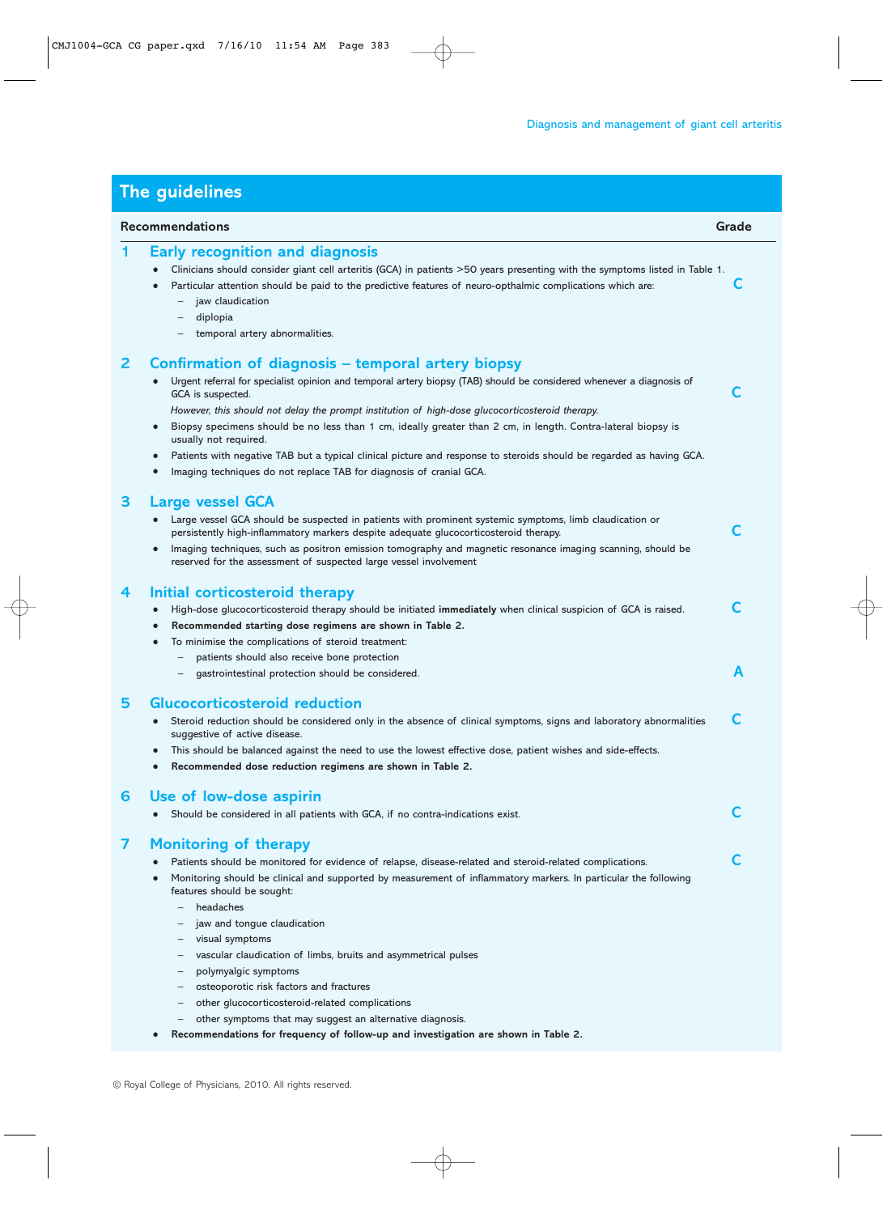## The guidelines

**Recommendations** — **Grade**

### 1 Early recognition and diagnosis

- Clinicians should consider giant cell arteritis (GCA) in patients >50 years presenting with the symptoms listed in Table 1.
- Particular attention should be paid to the predictive features of neuro-opthalmic complications which are:
  - jaw claudication
  - diplopia
  - temporal artery abnormalities.

**Grade: C**

### 2 Confirmation of diagnosis – temporal artery biopsy

- Urgent referral for specialist opinion and temporal artery biopsy (TAB) should be considered whenever a diagnosis of GCA is suspected.
  *However, this should not delay the prompt institution of high-dose glucocorticosteroid therapy.*
- Biopsy specimens should be no less than 1 cm, ideally greater than 2 cm, in length. Contra-lateral biopsy is usually not required.
- Patients with negative TAB but a typical clinical picture and response to steroids should be regarded as having GCA.
- Imaging techniques do not replace TAB for diagnosis of cranial GCA.

**Grade: C**

### 3 Large vessel GCA

- Large vessel GCA should be suspected in patients with prominent systemic symptoms, limb claudication or persistently high-inflammatory markers despite adequate glucocorticosteroid therapy.
- Imaging techniques, such as positron emission tomography and magnetic resonance imaging scanning, should be reserved for the assessment of suspected large vessel involvement

**Grade: C**

### 4 Initial corticosteroid therapy

- High-dose glucocorticosteroid therapy should be initiated **immediately** when clinical suspicion of GCA is raised. **Grade: C**
- **Recommended starting dose regimens are shown in Table 2.**
- To minimise the complications of steroid treatment:
  - patients should also receive bone protection
  - gastrointestinal protection should be considered. **Grade: A**

### 5 Glucocorticosteroid reduction

- Steroid reduction should be considered only in the absence of clinical symptoms, signs and laboratory abnormalities suggestive of active disease.
- This should be balanced against the need to use the lowest effective dose, patient wishes and side-effects.
- **Recommended dose reduction regimens are shown in Table 2.**

**Grade: C**

### 6 Use of low-dose aspirin

- Should be considered in all patients with GCA, if no contra-indications exist.

**Grade: C**

### 7 Monitoring of therapy

- Patients should be monitored for evidence of relapse, disease-related and steroid-related complications.
- Monitoring should be clinical and supported by measurement of inflammatory markers. In particular the following features should be sought:
  - headaches
  - jaw and tongue claudication
  - visual symptoms
  - vascular claudication of limbs, bruits and asymmetrical pulses
  - polymyalgic symptoms
  - osteoporotic risk factors and fractures
  - other glucocorticosteroid-related complications
  - other symptoms that may suggest an alternative diagnosis.
- **Recommendations for frequency of follow-up and investigation are shown in Table 2.**

**Grade: C**

© Royal College of Physicians, 2010. All rights reserved.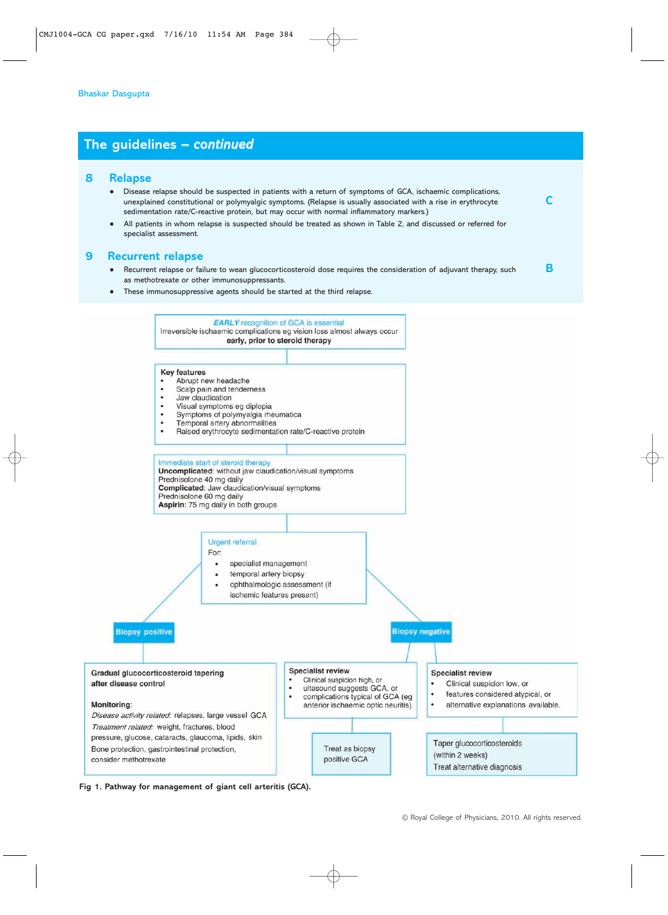## The guidelines – *continued*

### 8 Relapse

- Disease relapse should be suspected in patients with a return of symptoms of GCA, ischaemic complications, unexplained constitutional or polymyalgic symptoms. (Relapse is usually associated with a rise in erythrocyte sedimentation rate/C-reactive protein, but may occur with normal inflammatory markers.) **C**
- All patients in whom relapse is suspected should be treated as shown in Table 2, and discussed or referred for specialist assessment.

### 9 Recurrent relapse

- Recurrent relapse or failure to wean glucocorticosteroid dose requires the consideration of adjuvant therapy, such as methotrexate or other immunosuppressants. **B**
- These immunosuppressive agents should be started at the third relapse.

***EARLY* recognition of GCA is essential**
Irreversible ischaemic complications eg vision loss almost always occur **early, prior to steroid therapy**

↓

**Key features**
- Abrupt new headache
- Scalp pain and tenderness
- Jaw claudication
- Visual symptoms eg diplopia
- Symptoms of polymyalgia rheumatica
- Temporal artery abnormalities
- Raised erythrocyte sedimentation rate/C-reactive protein

↓

**Immediate start of steroid therapy**
**Uncomplicated**: without jaw claudication/visual symptoms
Prednisolone 40 mg daily
**Complicated**: Jaw claudication/visual symptoms
Prednisolone 60 mg daily
**Aspirin**: 75 mg daily in both groups

↓

**Urgent referral**
For:
- specialist management
- temporal artery biopsy
- ophthalmologic assessment (if ischemic features present)

↓

**Biopsy positive**

**Gradual glucocorticosteroid tapering after disease control**

**Monitoring**:
*Disease activity related:* relapses, large vessel GCA
*Treatment related:* weight, fractures, blood pressure, glucose, cataracts, glaucoma, lipids, skin
Bone protection, gastrointestinal protection, consider methotrexate

**Biopsy negative**

**Specialist review**
- Clinical suspicion high, or
- ultasound suggests GCA, or
- complications typical of GCA (eg anterior ischaemic optic neuritis).

→ Treat as biopsy positive GCA

**Specialist review**
- Clinical suspicion low, or
- features considered atypical, or
- alternative explanations available.

→ Taper glucocorticosteroids (within 2 weeks)
Treat alternative diagnosis

**Fig 1. Pathway for management of giant cell arteritis (GCA).**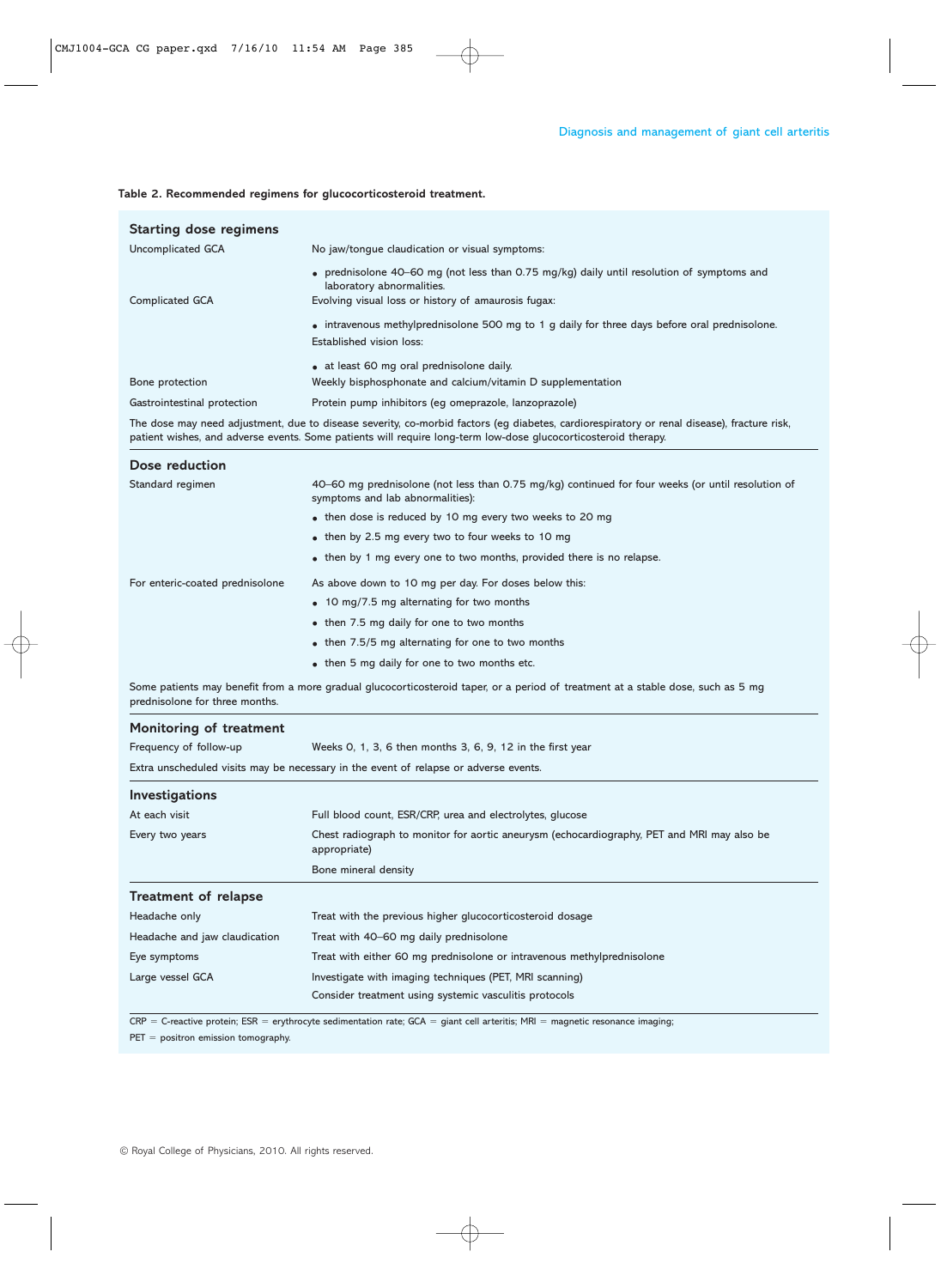**Table 2. Recommended regimens for glucocorticosteroid treatment.**

| | |
|---|---|
| **Starting dose regimens** | |
| Uncomplicated GCA | No jaw/tongue claudication or visual symptoms:<br>• prednisolone 40–60 mg (not less than 0.75 mg/kg) daily until resolution of symptoms and laboratory abnormalities. |
| Complicated GCA | Evolving visual loss or history of amaurosis fugax:<br>• intravenous methylprednisolone 500 mg to 1 g daily for three days before oral prednisolone.<br>Established vision loss:<br>• at least 60 mg oral prednisolone daily. |
| Bone protection | Weekly bisphosphonate and calcium/vitamin D supplementation |
| Gastrointestinal protection | Protein pump inhibitors (eg omeprazole, lanzoprazole) |
| The dose may need adjustment, due to disease severity, co-morbid factors (eg diabetes, cardiorespiratory or renal disease), fracture risk, patient wishes, and adverse events. Some patients will require long-term low-dose glucocorticosteroid therapy. | |
| **Dose reduction** | |
| Standard regimen | 40–60 mg prednisolone (not less than 0.75 mg/kg) continued for four weeks (or until resolution of symptoms and lab abnormalities):<br>• then dose is reduced by 10 mg every two weeks to 20 mg<br>• then by 2.5 mg every two to four weeks to 10 mg<br>• then by 1 mg every one to two months, provided there is no relapse. |
| For enteric-coated prednisolone | As above down to 10 mg per day. For doses below this:<br>• 10 mg/7.5 mg alternating for two months<br>• then 7.5 mg daily for one to two months<br>• then 7.5/5 mg alternating for one to two months<br>• then 5 mg daily for one to two months etc. |
| Some patients may benefit from a more gradual glucocorticosteroid taper, or a period of treatment at a stable dose, such as 5 mg prednisolone for three months. | |
| **Monitoring of treatment** | |
| Frequency of follow-up | Weeks 0, 1, 3, 6 then months 3, 6, 9, 12 in the first year |
| Extra unscheduled visits may be necessary in the event of relapse or adverse events. | |
| **Investigations** | |
| At each visit | Full blood count, ESR/CRP, urea and electrolytes, glucose |
| Every two years | Chest radiograph to monitor for aortic aneurysm (echocardiography, PET and MRI may also be appropriate)<br>Bone mineral density |
| **Treatment of relapse** | |
| Headache only | Treat with the previous higher glucocorticosteroid dosage |
| Headache and jaw claudication | Treat with 40–60 mg daily prednisolone |
| Eye symptoms | Treat with either 60 mg prednisolone or intravenous methylprednisolone |
| Large vessel GCA | Investigate with imaging techniques (PET, MRI scanning)<br>Consider treatment using systemic vasculitis protocols |

CRP = C-reactive protein; ESR = erythrocyte sedimentation rate; GCA = giant cell arteritis; MRI = magnetic resonance imaging; PET = positron emission tomography.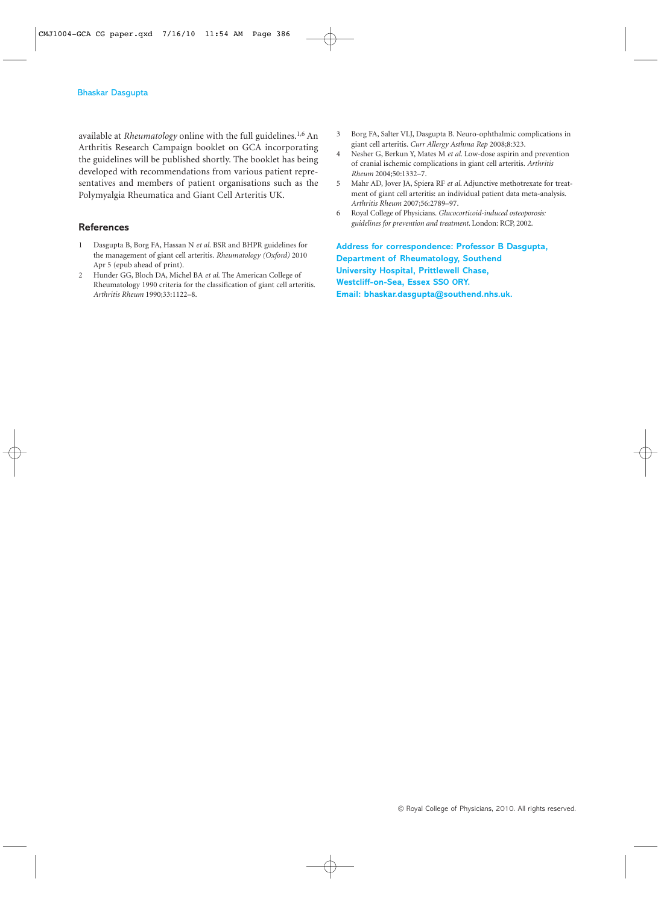available at *Rheumatology* online with the full guidelines.[1,6] An Arthritis Research Campaign booklet on GCA incorporating the guidelines will be published shortly. The booklet has being developed with recommendations from various patient representatives and members of patient organisations such as the Polymyalgia Rheumatica and Giant Cell Arteritis UK.

## References

1. Dasgupta B, Borg FA, Hassan N *et al.* BSR and BHPR guidelines for the management of giant cell arteritis. *Rheumatology (Oxford)* 2010 Apr 5 (epub ahead of print).
2. Hunder GG, Bloch DA, Michel BA *et al.* The American College of Rheumatology 1990 criteria for the classification of giant cell arteritis. *Arthritis Rheum* 1990;33:1122–8.
3. Borg FA, Salter VLJ, Dasgupta B. Neuro-ophthalmic complications in giant cell arteritis. *Curr Allergy Asthma Rep* 2008;8:323.
4. Nesher G, Berkun Y, Mates M *et al.* Low-dose aspirin and prevention of cranial ischemic complications in giant cell arteritis. *Arthritis Rheum* 2004;50:1332–7.
5. Mahr AD, Jover JA, Spiera RF *et al.* Adjunctive methotrexate for treatment of giant cell arteritis: an individual patient data meta-analysis. *Arthritis Rheum* 2007;56:2789–97.
6. Royal College of Physicians. *Glucocorticoid-induced osteoporosis: guidelines for prevention and treatment.* London: RCP, 2002.

**Address for correspondence: Professor B Dasgupta, Department of Rheumatology, Southend University Hospital, Prittlewell Chase, Westcliff-on-Sea, Essex SS0 0RY. Email: bhaskar.dasgupta@southend.nhs.uk.**

© Royal College of Physicians, 2010. All rights reserved.